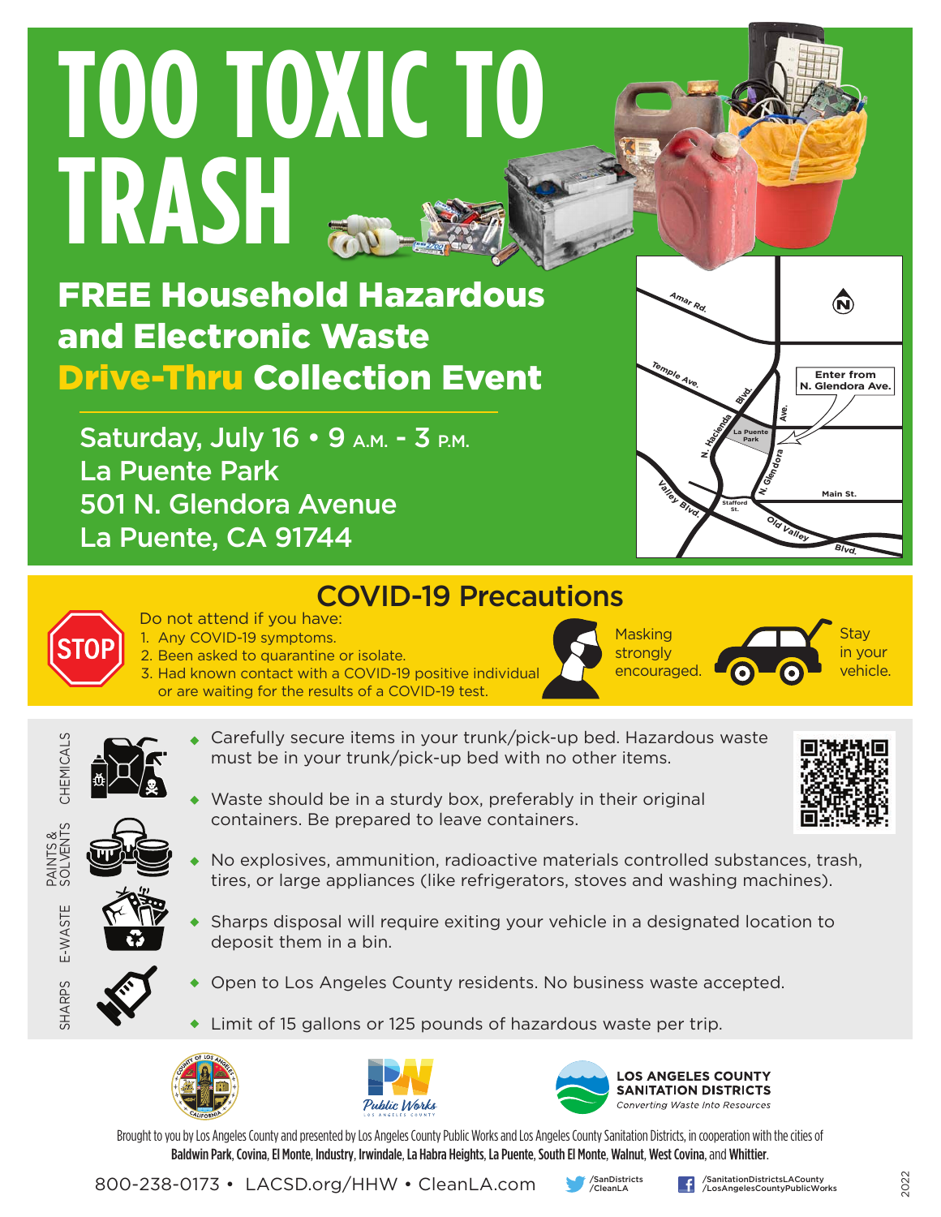# TOO TOXIC TO TRASH

## FREE Household Hazardous and Electronic Waste Drive-Thru Collection Event

Saturday, July 16 • 9 A.M. - 3 P.M.
La Puente Park
501 N. Glendora Avenue
La Puente, CA 91744

Amar Rd.
Temple Ave.
N. Hacienda Blvd.
La Puente Park
N. Glendora Ave.
Enter from N. Glendora Ave.
Valley Blvd.
Stafford St.
Main St.
Old Valley Blvd.

## COVID-19 Precautions

STOP

Do not attend if you have:

1. Any COVID-19 symptoms.
2. Been asked to quarantine or isolate.
3. Had known contact with a COVID-19 positive individual or are waiting for the results of a COVID-19 test.

Masking strongly encouraged.

Stay in your vehicle.

CHEMICALS · PAINTS & SOLVENTS · E-WASTE · SHARPS

- Carefully secure items in your trunk/pick-up bed. Hazardous waste must be in your trunk/pick-up bed with no other items.
- Waste should be in a sturdy box, preferably in their original containers. Be prepared to leave containers.
- No explosives, ammunition, radioactive materials controlled substances, trash, tires, or large appliances (like refrigerators, stoves and washing machines).
- Sharps disposal will require exiting your vehicle in a designated location to deposit them in a bin.
- Open to Los Angeles County residents. No business waste accepted.
- Limit of 15 gallons or 125 pounds of hazardous waste per trip.

Public Works – Los Angeles County

LOS ANGELES COUNTY SANITATION DISTRICTS
*Converting Waste Into Resources*

Brought to you by Los Angeles County and presented by Los Angeles County Public Works and Los Angeles County Sanitation Districts, in cooperation with the cities of **Baldwin Park, Covina, El Monte, Industry, Irwindale, La Habra Heights, La Puente, South El Monte, Walnut, West Covina,** and **Whittier**.

800-238-0173 • LACSD.org/HHW • CleanLA.com

/SanDistricts
/CleanLA

/SanitationDistrictsLACounty
/LosAngelesCountyPublicWorks

2022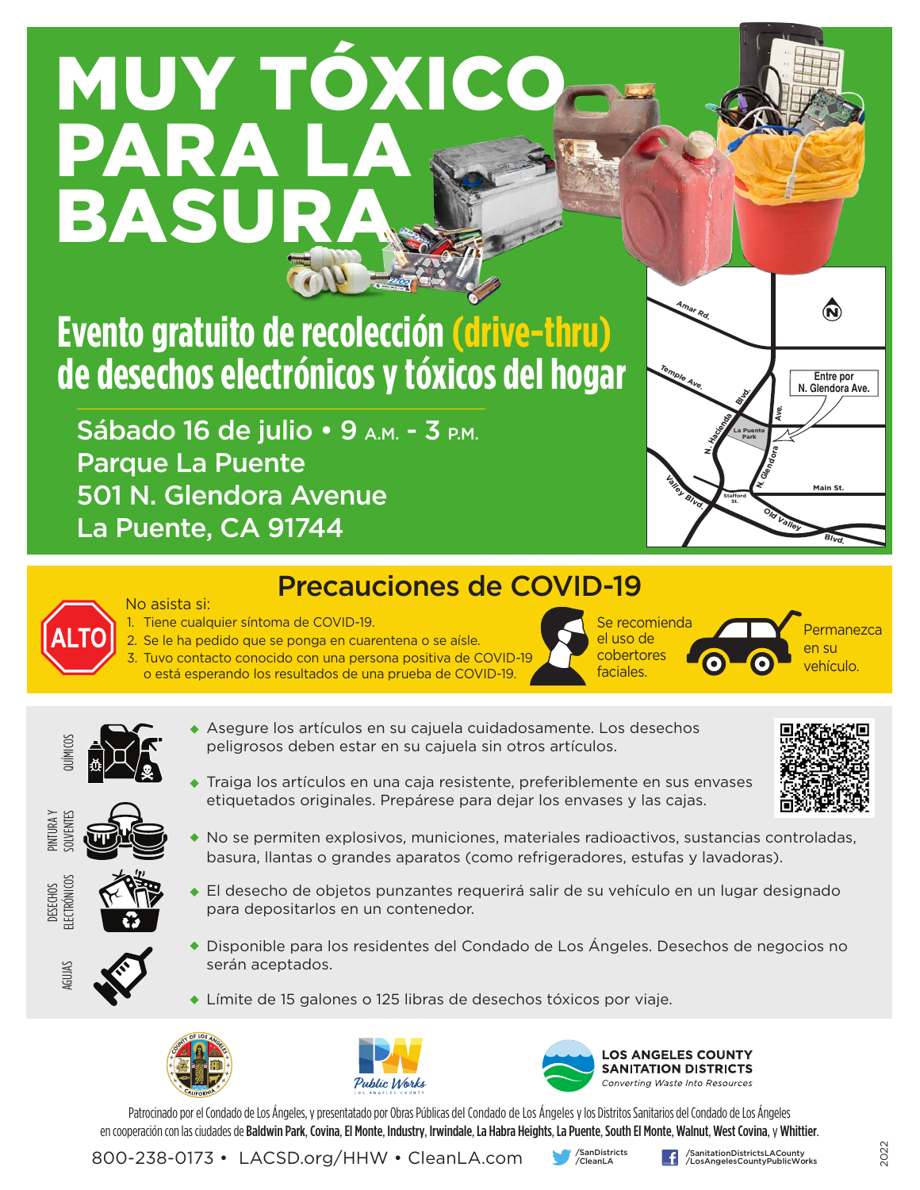# MUY TÓXICO PARA LA BASURA

## Evento gratuito de recolección (drive-thru) de desechos electrónicos y tóxicos del hogar

**Sábado 16 de julio • 9 A.M. - 3 P.M.**
**Parque La Puente**
**501 N. Glendora Avenue**
**La Puente, CA 91744**

Amar Rd.
Temple Ave.
N. Hacienda Blvd.
N. Glendora Ave.
La Puente Park
Valley Blvd.
Stafford St.
Main St.
Old Valley Blvd.
N
Entre por N. Glendora Ave.

## Precauciones de COVID-19

ALTO

No asista si:

1. Tiene cualquier síntoma de COVID-19.
2. Se le ha pedido que se ponga en cuarentena o se aísle.
3. Tuvo contacto conocido con una persona positiva de COVID-19 o está esperando los resultados de una prueba de COVID-19.

Se recomienda el uso de cobertores faciales.

Permanezca en su vehículo.

QUÍMICOS
PINTURA Y SOLVENTES
DESECHOS ELECTRÓNICOS
AGUJAS

- Asegure los artículos en su cajuela cuidadosamente. Los desechos peligrosos deben estar en su cajuela sin otros artículos.
- Traiga los artículos en una caja resistente, preferiblemente en sus envases etiquetados originales. Prepárese para dejar los envases y las cajas.
- No se permiten explosivos, municiones, materiales radioactivos, sustancias controladas, basura, llantas o grandes aparatos (como refrigeradores, estufas y lavadoras).
- El desecho de objetos punzantes requerirá salir de su vehículo en un lugar designado para depositarlos en un contenedor.
- Disponible para los residentes del Condado de Los Ángeles. Desechos de negocios no serán aceptados.
- Límite de 15 galones o 125 libras de desechos tóxicos por viaje.

Public Works — Los Angeles County

LOS ANGELES COUNTY SANITATION DISTRICTS — *Converting Waste Into Resources*

Patrocinado por el Condado de Los Ángeles, y presentatado por Obras Públicas del Condado de Los Ángeles y los Distritos Sanitarios del Condado de Los Ángeles en cooperación con las ciudades de **Baldwin Park**, **Covina**, **El Monte**, **Industry**, **Irwindale**, **La Habra Heights**, **La Puente**, **South El Monte**, **Walnut**, **West Covina**, y **Whittier**.

800-238-0173 • LACSD.org/HHW • CleanLA.com

/SanDistricts /CleanLA

/SanitationDistrictsLACounty /LosAngelesCountyPublicWorks

2022